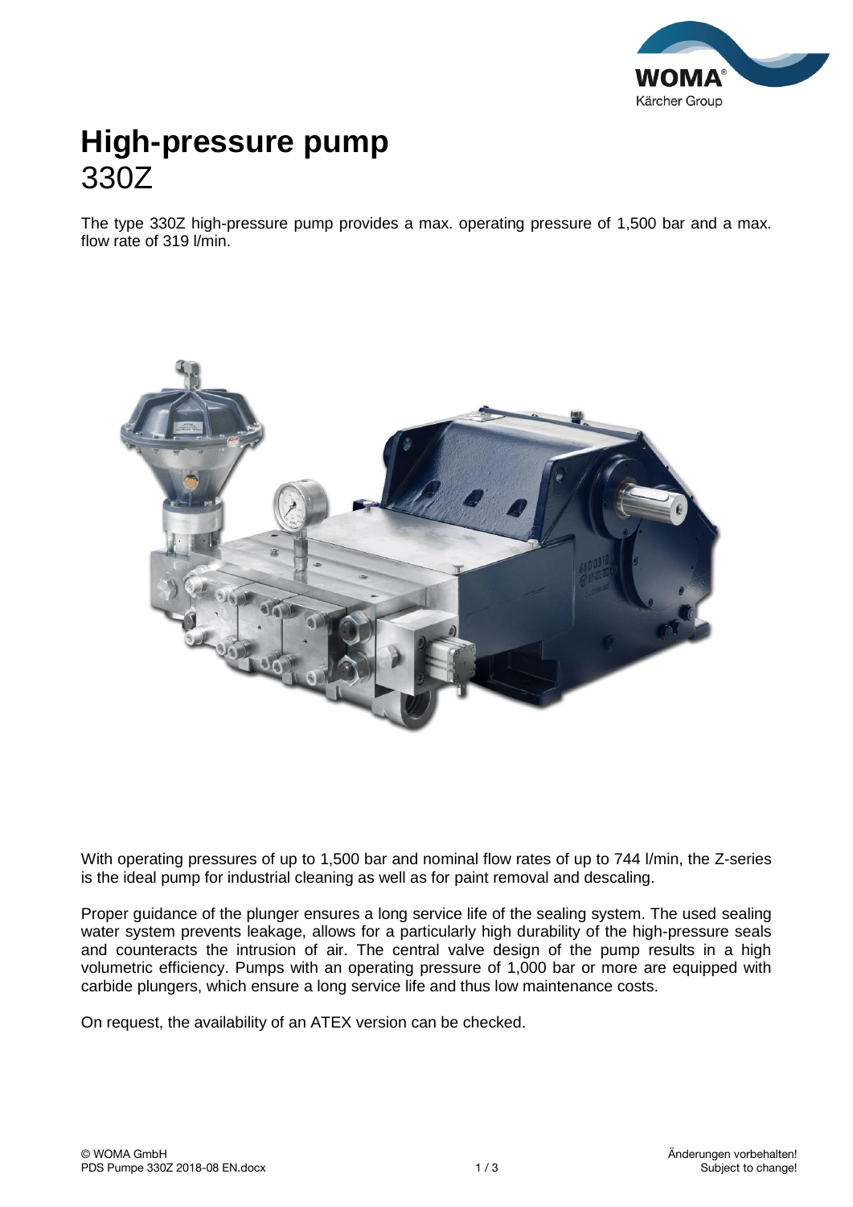# High-pressure pump

330Z

The type 330Z high-pressure pump provides a max. operating pressure of 1,500 bar and a max. flow rate of 319 l/min.

With operating pressures of up to 1,500 bar and nominal flow rates of up to 744 l/min, the Z-series is the ideal pump for industrial cleaning as well as for paint removal and descaling.

Proper guidance of the plunger ensures a long service life of the sealing system. The used sealing water system prevents leakage, allows for a particularly high durability of the high-pressure seals and counteracts the intrusion of air. The central valve design of the pump results in a high volumetric efficiency. Pumps with an operating pressure of 1,000 bar or more are equipped with carbide plungers, which ensure a long service life and thus low maintenance costs.

On request, the availability of an ATEX version can be checked.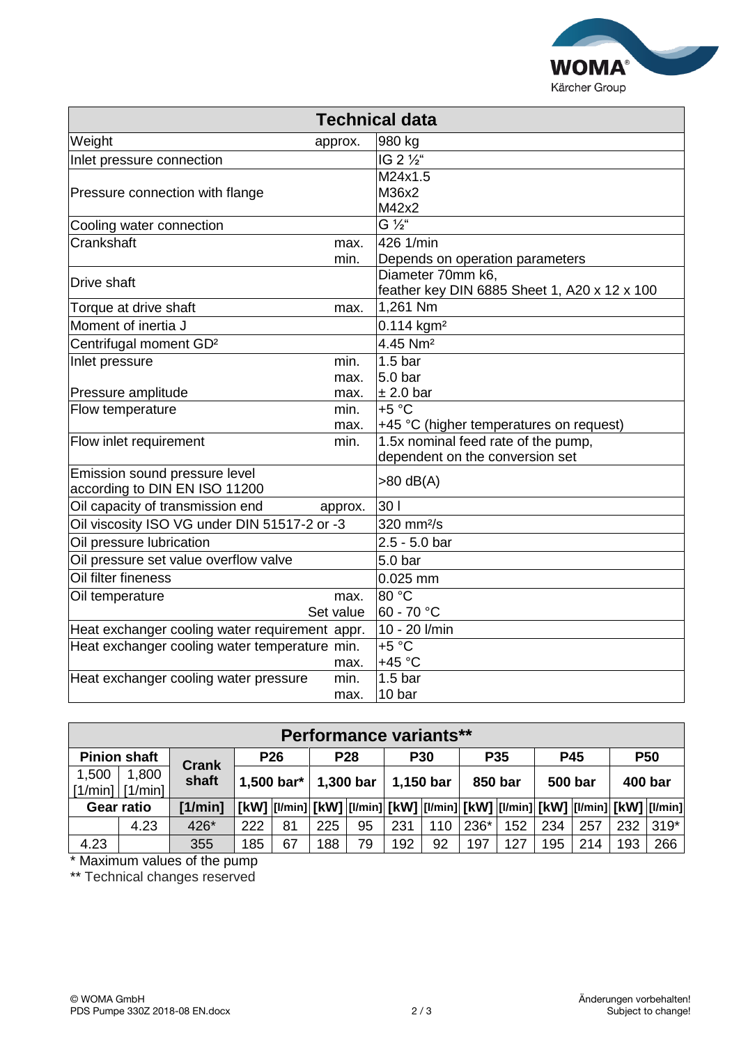## Technical data

| Technical data | | |
|---|---|---|
| Weight | approx. | 980 kg |
| Inlet pressure connection | | IG 2 ½“ |
| Pressure connection with flange | | M24x1.5<br>M36x2<br>M42x2 |
| Cooling water connection | | G ½“ |
| Crankshaft | max.<br>min. | 426 1/min<br>Depends on operation parameters |
| Drive shaft | | Diameter 70mm k6,<br>feather key DIN 6885 Sheet 1, A20 x 12 x 100 |
| Torque at drive shaft | max. | 1,261 Nm |
| Moment of inertia J | | 0.114 kgm² |
| Centrifugal moment GD² | | 4.45 Nm² |
| Inlet pressure | min.<br>max. | 1.5 bar<br>5.0 bar |
| Pressure amplitude | max. | ± 2.0 bar |
| Flow temperature | min.<br>max. | +5 °C<br>+45 °C (higher temperatures on request) |
| Flow inlet requirement | min. | 1.5x nominal feed rate of the pump,<br>dependent on the conversion set |
| Emission sound pressure level according to DIN EN ISO 11200 | | >80 dB(A) |
| Oil capacity of transmission end | approx. | 30 l |
| Oil viscosity ISO VG under DIN 51517-2 or -3 | | 320 mm²/s |
| Oil pressure lubrication | | 2.5 - 5.0 bar |
| Oil pressure set value overflow valve | | 5.0 bar |
| Oil filter fineness | | 0.025 mm |
| Oil temperature | max.<br>Set value | 80 °C<br>60 - 70 °C |
| Heat exchanger cooling water requirement | appr. | 10 - 20 l/min |
| Heat exchanger cooling water temperature | min.<br>max. | +5 °C<br>+45 °C |
| Heat exchanger cooling water pressure | min.<br>max. | 1.5 bar<br>10 bar |

## Performance variants**

| Pinion shaft | | Crank shaft | P26 | | P28 | | P30 | | P35 | | P45 | | P50 | |
|---|---|---|---|---|---|---|---|---|---|---|---|---|---|---|
| 1,500 [1/min] | 1,800 [1/min] | | 1,500 bar* | | 1,300 bar | | 1,150 bar | | 850 bar | | 500 bar | | 400 bar | |
| Gear ratio | | [1/min] | [kW] | [l/min] | [kW] | [l/min] | [kW] | [l/min] | [kW] | [l/min] | [kW] | [l/min] | [kW] | [l/min] |
| | 4.23 | 426* | 222 | 81 | 225 | 95 | 231 | 110 | 236* | 152 | 234 | 257 | 232 | 319* |
| 4.23 | | 355 | 185 | 67 | 188 | 79 | 192 | 92 | 197 | 127 | 195 | 214 | 193 | 266 |

* Maximum values of the pump

** Technical changes reserved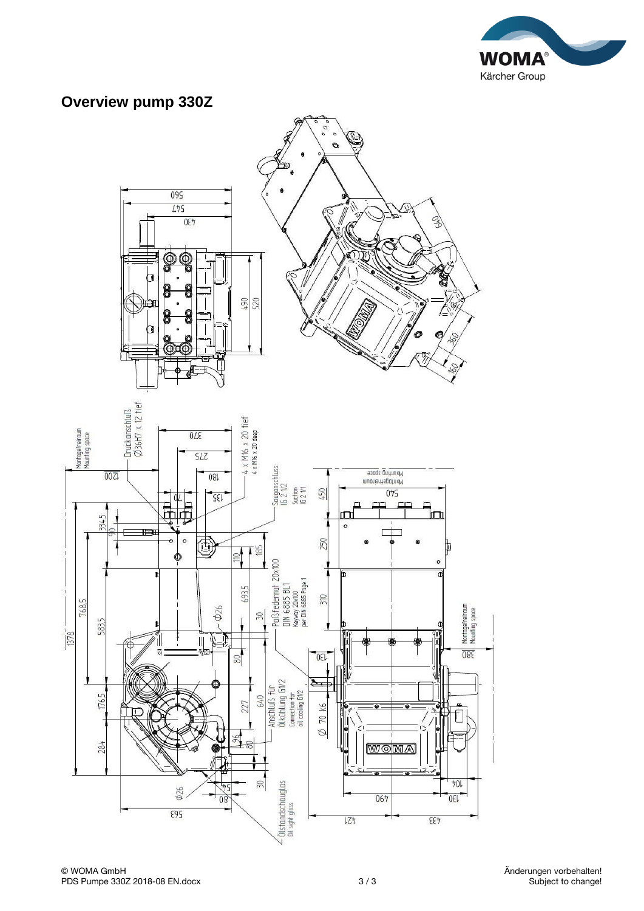# Overview pump 330Z

560
547
430
490
520
640
360
160

Montagefreiraum
Mounting space
1200
Druckanschluß
Ø36H7 x 12 tief
370
275
180
135
4 x M16 x 20 tief
4 x M16 x 20 deep
70
334,5
90
768,5
583,5
1378
176,5
284
110
185
693,5
30
Ø26
80
227
640
96
80
30
Ø26
45
80
563
Saugenanschluss
IG 2 1/2
Suction
IG 2 1/2
Paßfedernut 20x100
DIN 6885 Bl.1
Keyway 20x100
per DIN 6885 Page 1
Anschluß für
Ölkühlung G1/2
Connection for
oil cooling G1/2
Ölstandschauglas
Oil sight glass
450
Montagefreiraum
Mounting space
540
250
310
Montagefreiraum
Mounting space
380
130
Ø 70 k6
490
104
130
421
433